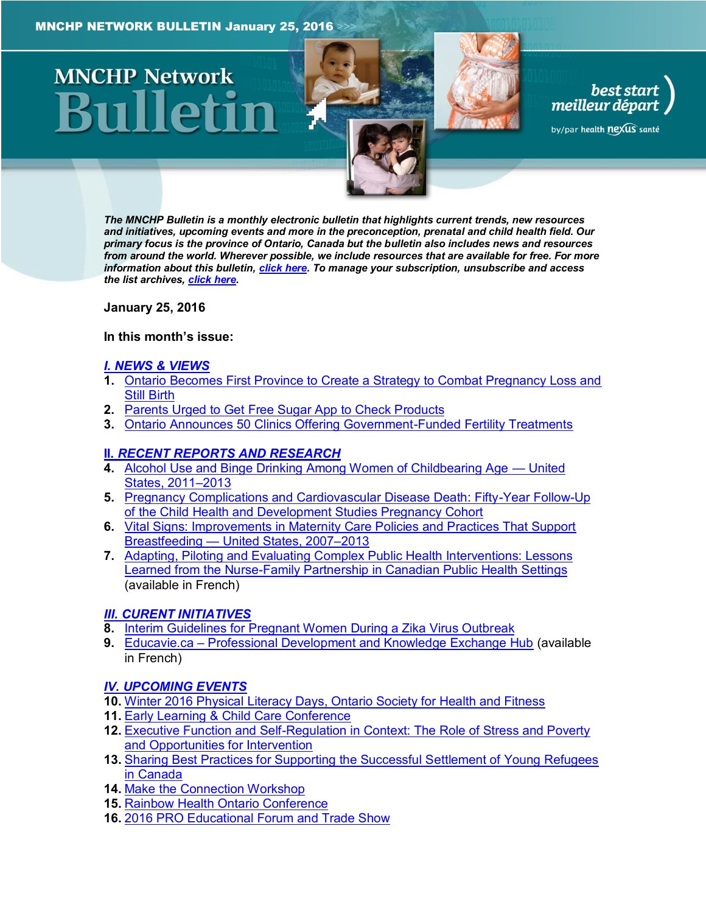# MNCHP NETWORK BULLETIN January 25, 2016

*The MNCHP Bulletin is a monthly electronic bulletin that highlights current trends, new resources and initiatives, upcoming events and more in the preconception, prenatal and child health field. Our primary focus is the province of Ontario, Canada but the bulletin also includes news and resources from around the world. Wherever possible, we include resources that are available for free. For more information about this bulletin, click here. To manage your subscription, unsubscribe and access the list archives, click here.*

**January 25, 2016**

**In this month's issue:**

## I. NEWS & VIEWS

1. Ontario Becomes First Province to Create a Strategy to Combat Pregnancy Loss and Still Birth
2. Parents Urged to Get Free Sugar App to Check Products
3. Ontario Announces 50 Clinics Offering Government-Funded Fertility Treatments

## II. RECENT REPORTS AND RESEARCH

4. Alcohol Use and Binge Drinking Among Women of Childbearing Age — United States, 2011–2013
5. Pregnancy Complications and Cardiovascular Disease Death: Fifty-Year Follow-Up of the Child Health and Development Studies Pregnancy Cohort
6. Vital Signs: Improvements in Maternity Care Policies and Practices That Support Breastfeeding — United States, 2007–2013
7. Adapting, Piloting and Evaluating Complex Public Health Interventions: Lessons Learned from the Nurse-Family Partnership in Canadian Public Health Settings (available in French)

## III. CURENT INITIATIVES

8. Interim Guidelines for Pregnant Women During a Zika Virus Outbreak
9. Educavie.ca – Professional Development and Knowledge Exchange Hub (available in French)

## IV. UPCOMING EVENTS

10. Winter 2016 Physical Literacy Days, Ontario Society for Health and Fitness
11. Early Learning & Child Care Conference
12. Executive Function and Self-Regulation in Context: The Role of Stress and Poverty and Opportunities for Intervention
13. Sharing Best Practices for Supporting the Successful Settlement of Young Refugees in Canada
14. Make the Connection Workshop
15. Rainbow Health Ontario Conference
16. 2016 PRO Educational Forum and Trade Show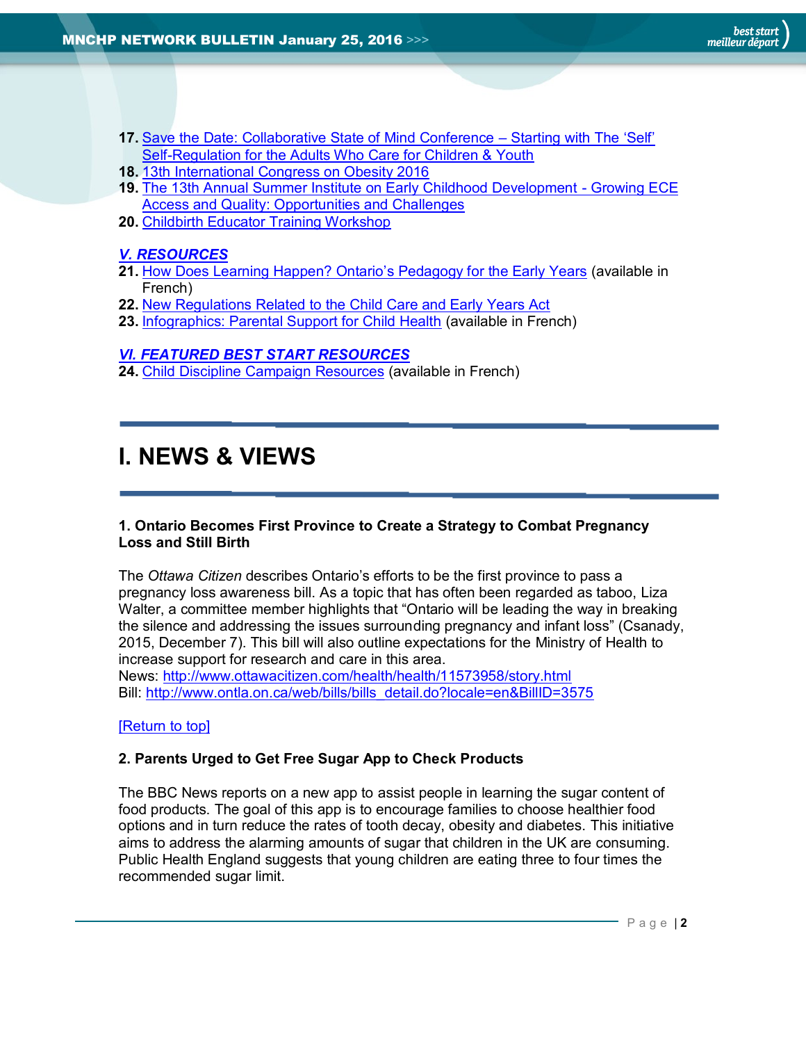17. [Save the Date: Collaborative State of Mind Conference – Starting with The 'Self' Self-Regulation for the Adults Who Care for Children & Youth]
18. [13th International Congress on Obesity 2016]
19. [The 13th Annual Summer Institute on Early Childhood Development - Growing ECE Access and Quality: Opportunities and Challenges]
20. [Childbirth Educator Training Workshop]

### *V. RESOURCES*

21. [How Does Learning Happen? Ontario's Pedagogy for the Early Years] (available in French)
22. [New Regulations Related to the Child Care and Early Years Act]
23. [Infographics: Parental Support for Child Health] (available in French)

### *VI. FEATURED BEST START RESOURCES*

24. [Child Discipline Campaign Resources] (available in French)

# I. NEWS & VIEWS

**1. Ontario Becomes First Province to Create a Strategy to Combat Pregnancy Loss and Still Birth**

The *Ottawa Citizen* describes Ontario's efforts to be the first province to pass a pregnancy loss awareness bill. As a topic that has often been regarded as taboo, Liza Walter, a committee member highlights that "Ontario will be leading the way in breaking the silence and addressing the issues surrounding pregnancy and infant loss" (Csanady, 2015, December 7). This bill will also outline expectations for the Ministry of Health to increase support for research and care in this area.
News: http://www.ottawacitizen.com/health/health/11573958/story.html
Bill: http://www.ontla.on.ca/web/bills/bills_detail.do?locale=en&BillID=3575

[Return to top]

**2. Parents Urged to Get Free Sugar App to Check Products**

The BBC News reports on a new app to assist people in learning the sugar content of food products. The goal of this app is to encourage families to choose healthier food options and in turn reduce the rates of tooth decay, obesity and diabetes. This initiative aims to address the alarming amounts of sugar that children in the UK are consuming. Public Health England suggests that young children are eating three to four times the recommended sugar limit.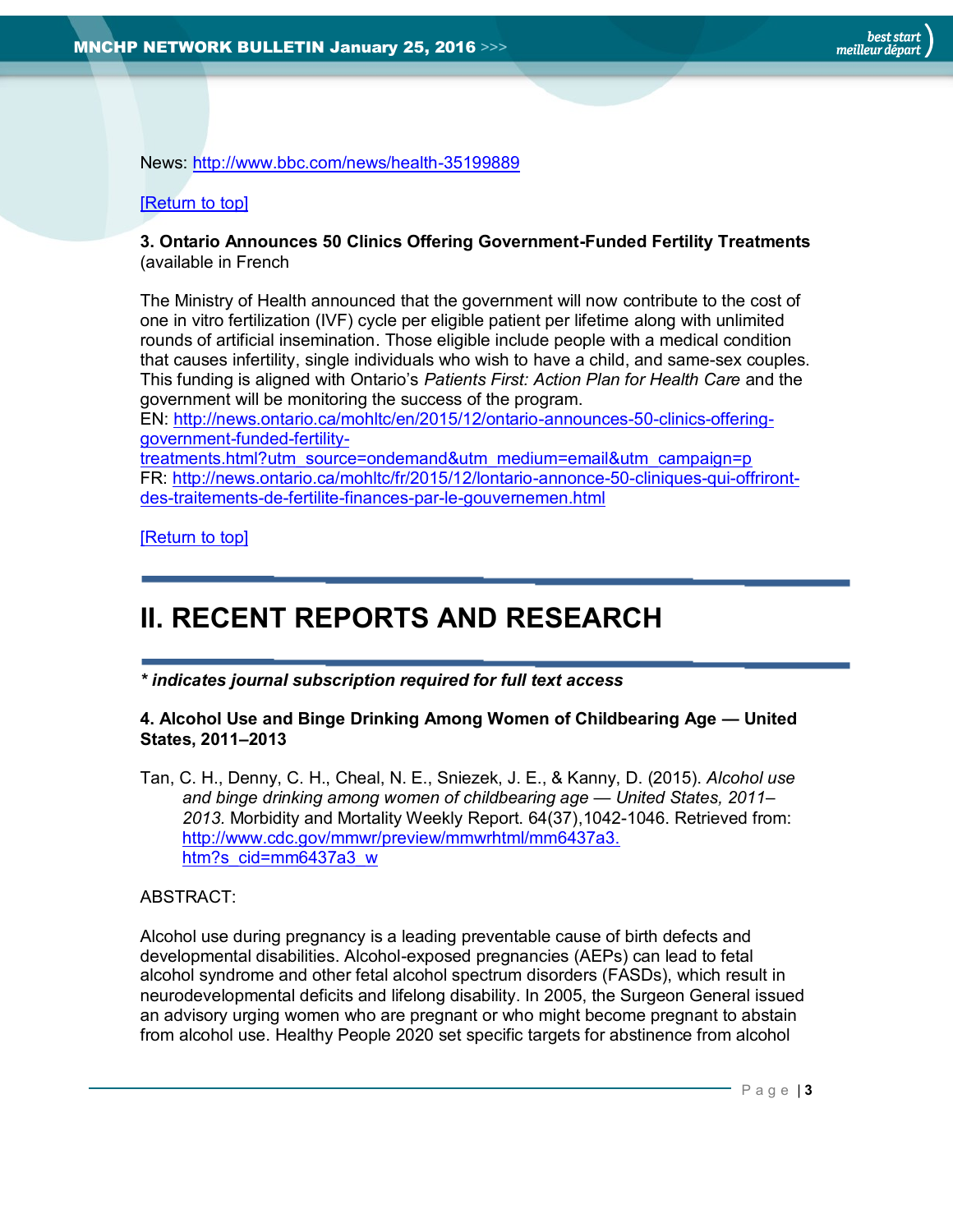News: http://www.bbc.com/news/health-35199889

[Return to top]

**3. Ontario Announces 50 Clinics Offering Government-Funded Fertility Treatments** (available in French

The Ministry of Health announced that the government will now contribute to the cost of one in vitro fertilization (IVF) cycle per eligible patient per lifetime along with unlimited rounds of artificial insemination. Those eligible include people with a medical condition that causes infertility, single individuals who wish to have a child, and same-sex couples. This funding is aligned with Ontario's *Patients First: Action Plan for Health Care* and the government will be monitoring the success of the program.
EN: http://news.ontario.ca/mohltc/en/2015/12/ontario-announces-50-clinics-offering-government-funded-fertility-treatments.html?utm_source=ondemand&utm_medium=email&utm_campaign=p
FR: http://news.ontario.ca/mohltc/fr/2015/12/lontario-annonce-50-cliniques-qui-offriront-des-traitements-de-fertilite-finances-par-le-gouvernemen.html

[Return to top]

# II. RECENT REPORTS AND RESEARCH

***\* indicates journal subscription required for full text access***

**4. Alcohol Use and Binge Drinking Among Women of Childbearing Age — United States, 2011–2013**

Tan, C. H., Denny, C. H., Cheal, N. E., Sniezek, J. E., & Kanny, D. (2015). *Alcohol use and binge drinking among women of childbearing age — United States, 2011–2013.* Morbidity and Mortality Weekly Report. 64(37),1042-1046. Retrieved from: http://www.cdc.gov/mmwr/preview/mmwrhtml/mm6437a3.htm?s_cid=mm6437a3_w

ABSTRACT:

Alcohol use during pregnancy is a leading preventable cause of birth defects and developmental disabilities. Alcohol-exposed pregnancies (AEPs) can lead to fetal alcohol syndrome and other fetal alcohol spectrum disorders (FASDs), which result in neurodevelopmental deficits and lifelong disability. In 2005, the Surgeon General issued an advisory urging women who are pregnant or who might become pregnant to abstain from alcohol use. Healthy People 2020 set specific targets for abstinence from alcohol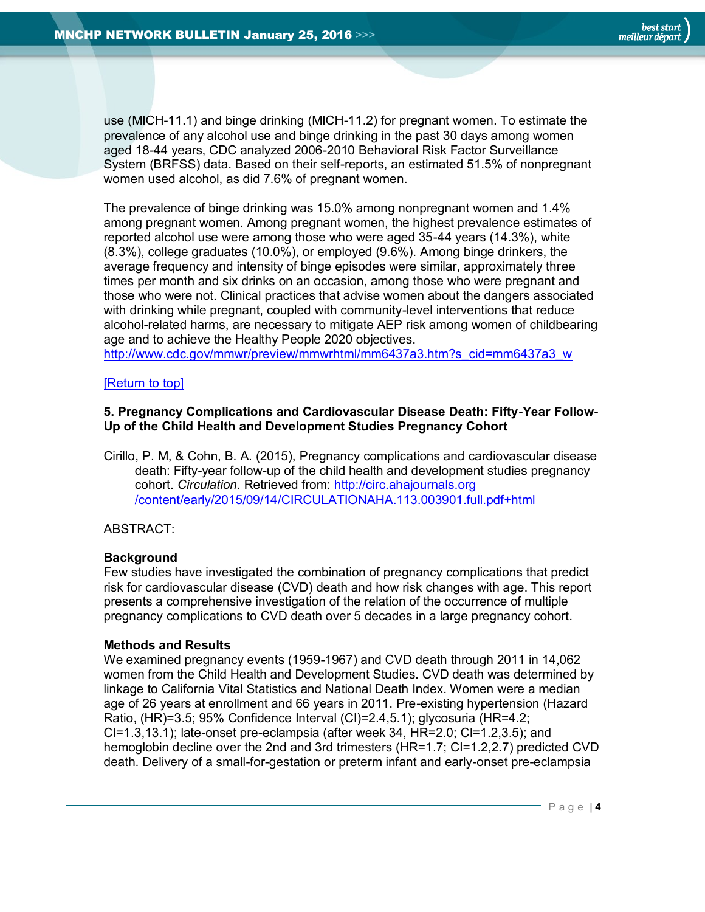use (MICH-11.1) and binge drinking (MICH-11.2) for pregnant women. To estimate the prevalence of any alcohol use and binge drinking in the past 30 days among women aged 18-44 years, CDC analyzed 2006-2010 Behavioral Risk Factor Surveillance System (BRFSS) data. Based on their self-reports, an estimated 51.5% of nonpregnant women used alcohol, as did 7.6% of pregnant women.

The prevalence of binge drinking was 15.0% among nonpregnant women and 1.4% among pregnant women. Among pregnant women, the highest prevalence estimates of reported alcohol use were among those who were aged 35-44 years (14.3%), white (8.3%), college graduates (10.0%), or employed (9.6%). Among binge drinkers, the average frequency and intensity of binge episodes were similar, approximately three times per month and six drinks on an occasion, among those who were pregnant and those who were not. Clinical practices that advise women about the dangers associated with drinking while pregnant, coupled with community-level interventions that reduce alcohol-related harms, are necessary to mitigate AEP risk among women of childbearing age and to achieve the Healthy People 2020 objectives.
http://www.cdc.gov/mmwr/preview/mmwrhtml/mm6437a3.htm?s_cid=mm6437a3_w

[Return to top]

**5. Pregnancy Complications and Cardiovascular Disease Death: Fifty-Year Follow-Up of the Child Health and Development Studies Pregnancy Cohort**

Cirillo, P. M, & Cohn, B. A. (2015), Pregnancy complications and cardiovascular disease death: Fifty-year follow-up of the child health and development studies pregnancy cohort. *Circulation.* Retrieved from: http://circ.ahajournals.org /content/early/2015/09/14/CIRCULATIONAHA.113.003901.full.pdf+html

ABSTRACT:

**Background**
Few studies have investigated the combination of pregnancy complications that predict risk for cardiovascular disease (CVD) death and how risk changes with age. This report presents a comprehensive investigation of the relation of the occurrence of multiple pregnancy complications to CVD death over 5 decades in a large pregnancy cohort.

**Methods and Results**
We examined pregnancy events (1959-1967) and CVD death through 2011 in 14,062 women from the Child Health and Development Studies. CVD death was determined by linkage to California Vital Statistics and National Death Index. Women were a median age of 26 years at enrollment and 66 years in 2011. Pre-existing hypertension (Hazard Ratio, (HR)=3.5; 95% Confidence Interval (CI)=2.4,5.1); glycosuria (HR=4.2; CI=1.3,13.1); late-onset pre-eclampsia (after week 34, HR=2.0; CI=1.2,3.5); and hemoglobin decline over the 2nd and 3rd trimesters (HR=1.7; CI=1.2,2.7) predicted CVD death. Delivery of a small-for-gestation or preterm infant and early-onset pre-eclampsia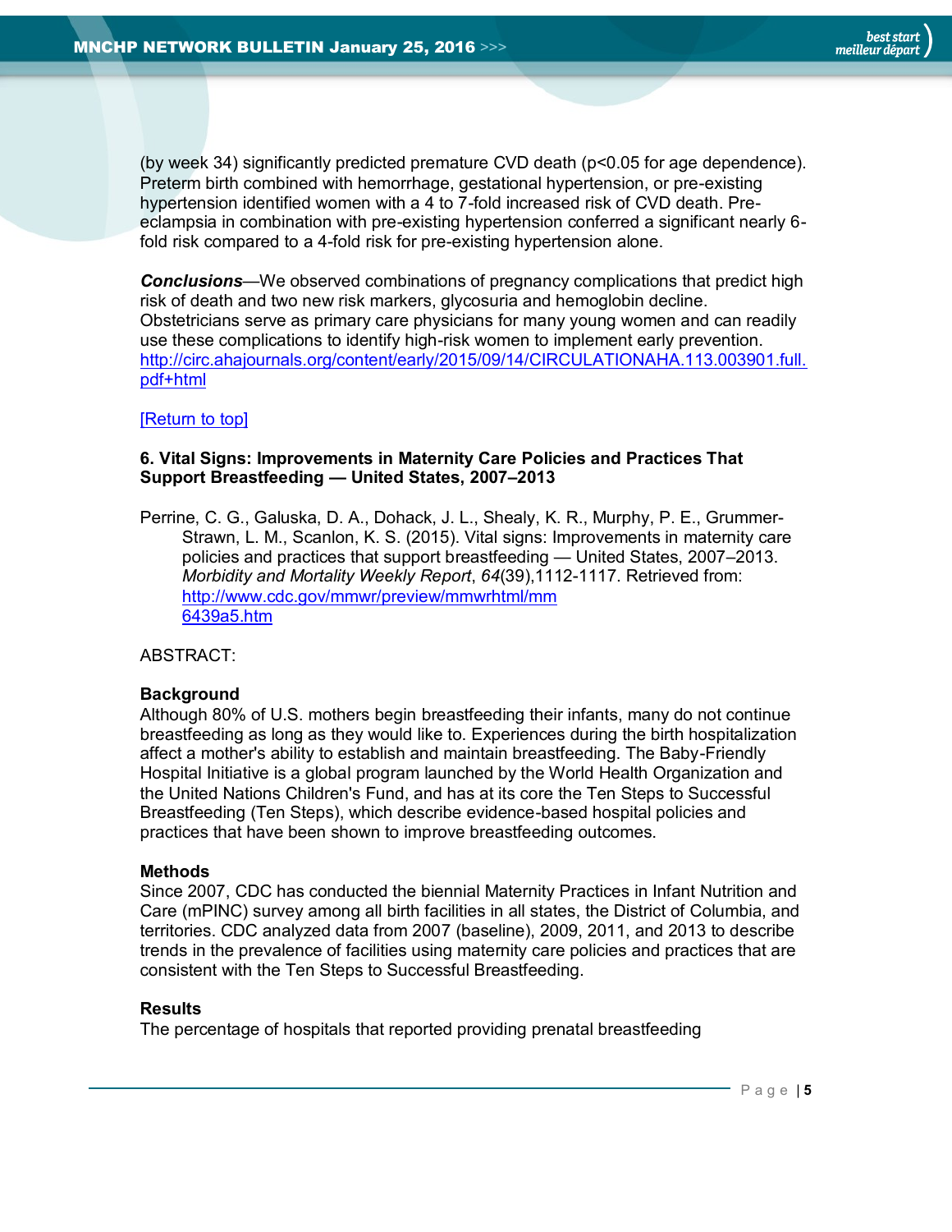(by week 34) significantly predicted premature CVD death ($p<0.05$ for age dependence). Preterm birth combined with hemorrhage, gestational hypertension, or pre-existing hypertension identified women with a 4 to 7-fold increased risk of CVD death. Pre-eclampsia in combination with pre-existing hypertension conferred a significant nearly 6-fold risk compared to a 4-fold risk for pre-existing hypertension alone.

***Conclusions***—We observed combinations of pregnancy complications that predict high risk of death and two new risk markers, glycosuria and hemoglobin decline. Obstetricians serve as primary care physicians for many young women and can readily use these complications to identify high-risk women to implement early prevention.
http://circ.ahajournals.org/content/early/2015/09/14/CIRCULATIONAHA.113.003901.full.pdf+html

[Return to top]

### 6. Vital Signs: Improvements in Maternity Care Policies and Practices That Support Breastfeeding — United States, 2007–2013

Perrine, C. G., Galuska, D. A., Dohack, J. L., Shealy, K. R., Murphy, P. E., Grummer-Strawn, L. M., Scanlon, K. S. (2015). Vital signs: Improvements in maternity care policies and practices that support breastfeeding — United States, 2007–2013. *Morbidity and Mortality Weekly Report*, *64*(39),1112-1117. Retrieved from: http://www.cdc.gov/mmwr/preview/mmwrhtml/mm6439a5.htm

ABSTRACT:

**Background**
Although 80% of U.S. mothers begin breastfeeding their infants, many do not continue breastfeeding as long as they would like to. Experiences during the birth hospitalization affect a mother's ability to establish and maintain breastfeeding. The Baby-Friendly Hospital Initiative is a global program launched by the World Health Organization and the United Nations Children's Fund, and has at its core the Ten Steps to Successful Breastfeeding (Ten Steps), which describe evidence-based hospital policies and practices that have been shown to improve breastfeeding outcomes.

**Methods**
Since 2007, CDC has conducted the biennial Maternity Practices in Infant Nutrition and Care (mPINC) survey among all birth facilities in all states, the District of Columbia, and territories. CDC analyzed data from 2007 (baseline), 2009, 2011, and 2013 to describe trends in the prevalence of facilities using maternity care policies and practices that are consistent with the Ten Steps to Successful Breastfeeding.

**Results**
The percentage of hospitals that reported providing prenatal breastfeeding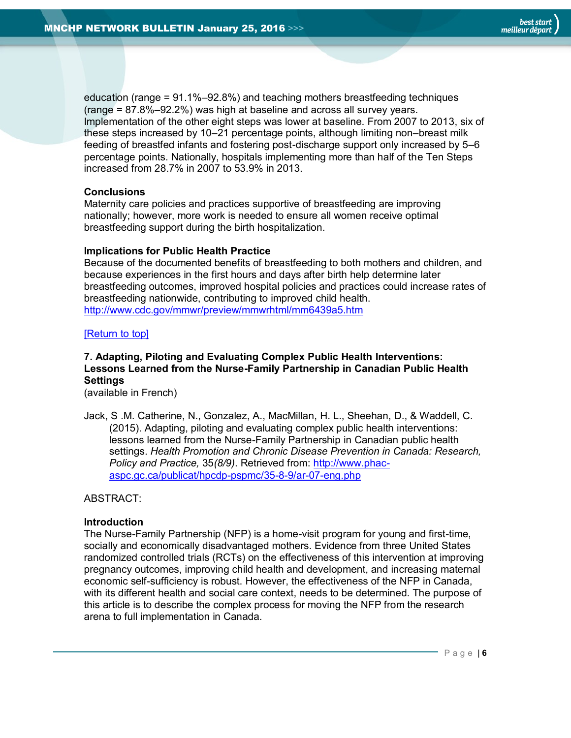education (range = 91.1%–92.8%) and teaching mothers breastfeeding techniques (range = 87.8%–92.2%) was high at baseline and across all survey years. Implementation of the other eight steps was lower at baseline. From 2007 to 2013, six of these steps increased by 10–21 percentage points, although limiting non–breast milk feeding of breastfed infants and fostering post-discharge support only increased by 5–6 percentage points. Nationally, hospitals implementing more than half of the Ten Steps increased from 28.7% in 2007 to 53.9% in 2013.

**Conclusions**
Maternity care policies and practices supportive of breastfeeding are improving nationally; however, more work is needed to ensure all women receive optimal breastfeeding support during the birth hospitalization.

**Implications for Public Health Practice**
Because of the documented benefits of breastfeeding to both mothers and children, and because experiences in the first hours and days after birth help determine later breastfeeding outcomes, improved hospital policies and practices could increase rates of breastfeeding nationwide, contributing to improved child health.
http://www.cdc.gov/mmwr/preview/mmwrhtml/mm6439a5.htm

[Return to top]

**7. Adapting, Piloting and Evaluating Complex Public Health Interventions: Lessons Learned from the Nurse-Family Partnership in Canadian Public Health Settings**
(available in French)

Jack, S .M. Catherine, N., Gonzalez, A., MacMillan, H. L., Sheehan, D., & Waddell, C. (2015). Adapting, piloting and evaluating complex public health interventions: lessons learned from the Nurse-Family Partnership in Canadian public health settings. *Health Promotion and Chronic Disease Prevention in Canada: Research, Policy and Practice,* 35*(8/9)*. Retrieved from: http://www.phac-aspc.gc.ca/publicat/hpcdp-pspmc/35-8-9/ar-07-eng.php

ABSTRACT:

**Introduction**
The Nurse-Family Partnership (NFP) is a home-visit program for young and first-time, socially and economically disadvantaged mothers. Evidence from three United States randomized controlled trials (RCTs) on the effectiveness of this intervention at improving pregnancy outcomes, improving child health and development, and increasing maternal economic self-sufficiency is robust. However, the effectiveness of the NFP in Canada, with its different health and social care context, needs to be determined. The purpose of this article is to describe the complex process for moving the NFP from the research arena to full implementation in Canada.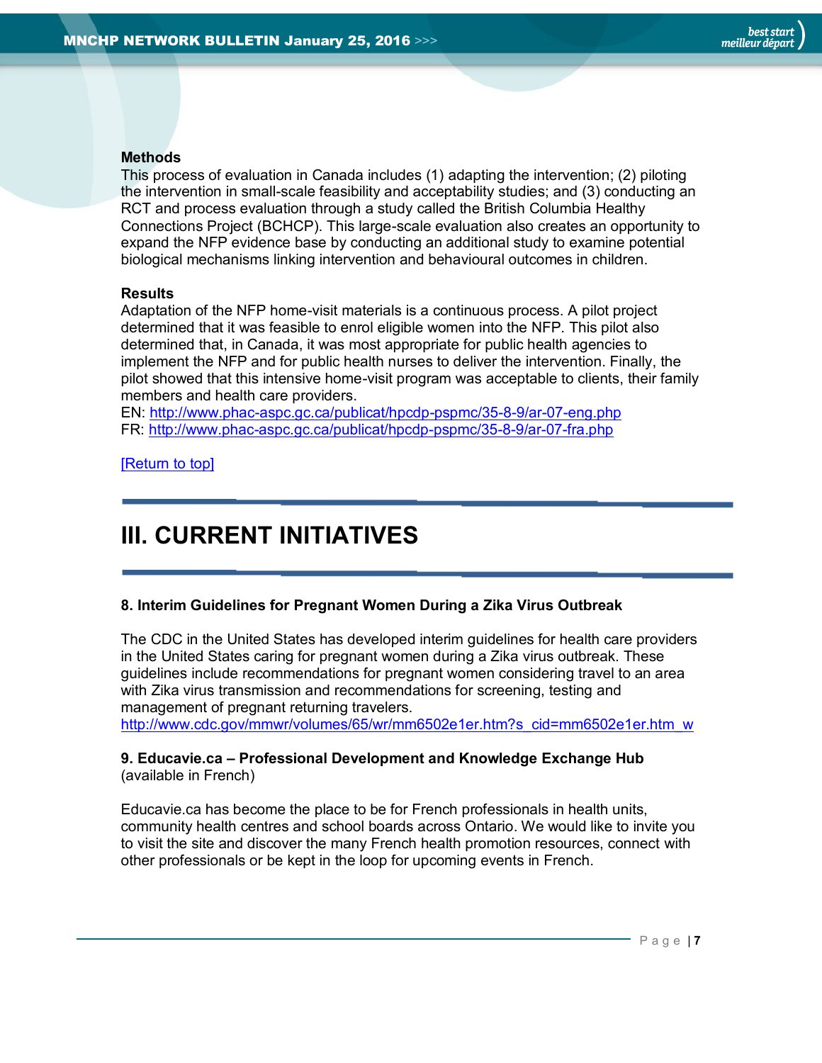**Methods**

This process of evaluation in Canada includes (1) adapting the intervention; (2) piloting the intervention in small-scale feasibility and acceptability studies; and (3) conducting an RCT and process evaluation through a study called the British Columbia Healthy Connections Project (BCHCP). This large-scale evaluation also creates an opportunity to expand the NFP evidence base by conducting an additional study to examine potential biological mechanisms linking intervention and behavioural outcomes in children.

**Results**

Adaptation of the NFP home-visit materials is a continuous process. A pilot project determined that it was feasible to enrol eligible women into the NFP. This pilot also determined that, in Canada, it was most appropriate for public health agencies to implement the NFP and for public health nurses to deliver the intervention. Finally, the pilot showed that this intensive home-visit program was acceptable to clients, their family members and health care providers.

EN: http://www.phac-aspc.gc.ca/publicat/hpcdp-pspmc/35-8-9/ar-07-eng.php
FR: http://www.phac-aspc.gc.ca/publicat/hpcdp-pspmc/35-8-9/ar-07-fra.php

[Return to top]

# III. CURRENT INITIATIVES

### 8. Interim Guidelines for Pregnant Women During a Zika Virus Outbreak

The CDC in the United States has developed interim guidelines for health care providers in the United States caring for pregnant women during a Zika virus outbreak. These guidelines include recommendations for pregnant women considering travel to an area with Zika virus transmission and recommendations for screening, testing and management of pregnant returning travelers.
http://www.cdc.gov/mmwr/volumes/65/wr/mm6502e1er.htm?s_cid=mm6502e1er.htm_w

### 9. Educavie.ca – Professional Development and Knowledge Exchange Hub
(available in French)

Educavie.ca has become the place to be for French professionals in health units, community health centres and school boards across Ontario. We would like to invite you to visit the site and discover the many French health promotion resources, connect with other professionals or be kept in the loop for upcoming events in French.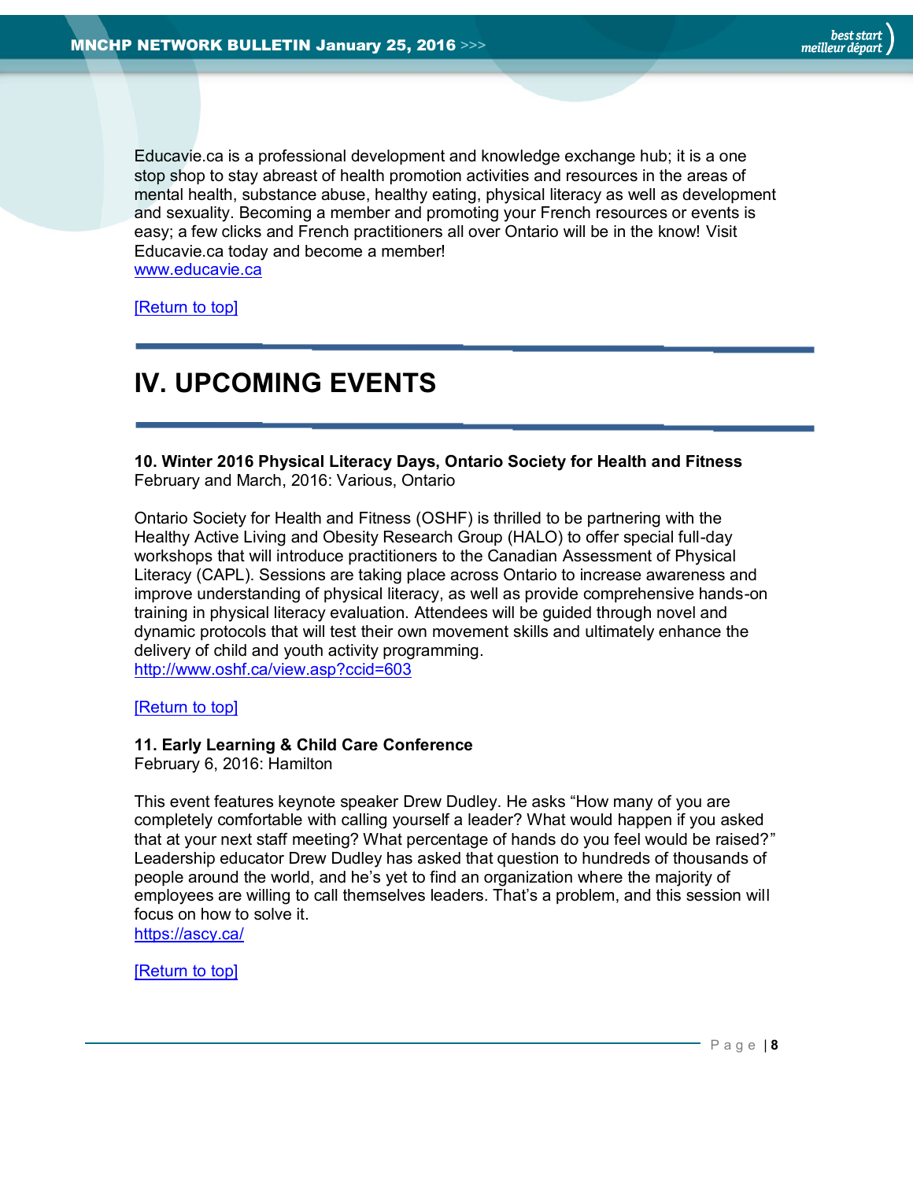Educavie.ca is a professional development and knowledge exchange hub; it is a one stop shop to stay abreast of health promotion activities and resources in the areas of mental health, substance abuse, healthy eating, physical literacy as well as development and sexuality. Becoming a member and promoting your French resources or events is easy; a few clicks and French practitioners all over Ontario will be in the know! Visit Educavie.ca today and become a member!
www.educavie.ca

[Return to top]

# IV. UPCOMING EVENTS

**10. Winter 2016 Physical Literacy Days, Ontario Society for Health and Fitness**
February and March, 2016: Various, Ontario

Ontario Society for Health and Fitness (OSHF) is thrilled to be partnering with the Healthy Active Living and Obesity Research Group (HALO) to offer special full-day workshops that will introduce practitioners to the Canadian Assessment of Physical Literacy (CAPL). Sessions are taking place across Ontario to increase awareness and improve understanding of physical literacy, as well as provide comprehensive hands-on training in physical literacy evaluation. Attendees will be guided through novel and dynamic protocols that will test their own movement skills and ultimately enhance the delivery of child and youth activity programming.
http://www.oshf.ca/view.asp?ccid=603

[Return to top]

**11. Early Learning & Child Care Conference**
February 6, 2016: Hamilton

This event features keynote speaker Drew Dudley. He asks "How many of you are completely comfortable with calling yourself a leader? What would happen if you asked that at your next staff meeting? What percentage of hands do you feel would be raised?" Leadership educator Drew Dudley has asked that question to hundreds of thousands of people around the world, and he's yet to find an organization where the majority of employees are willing to call themselves leaders. That's a problem, and this session will focus on how to solve it.
https://ascy.ca/

[Return to top]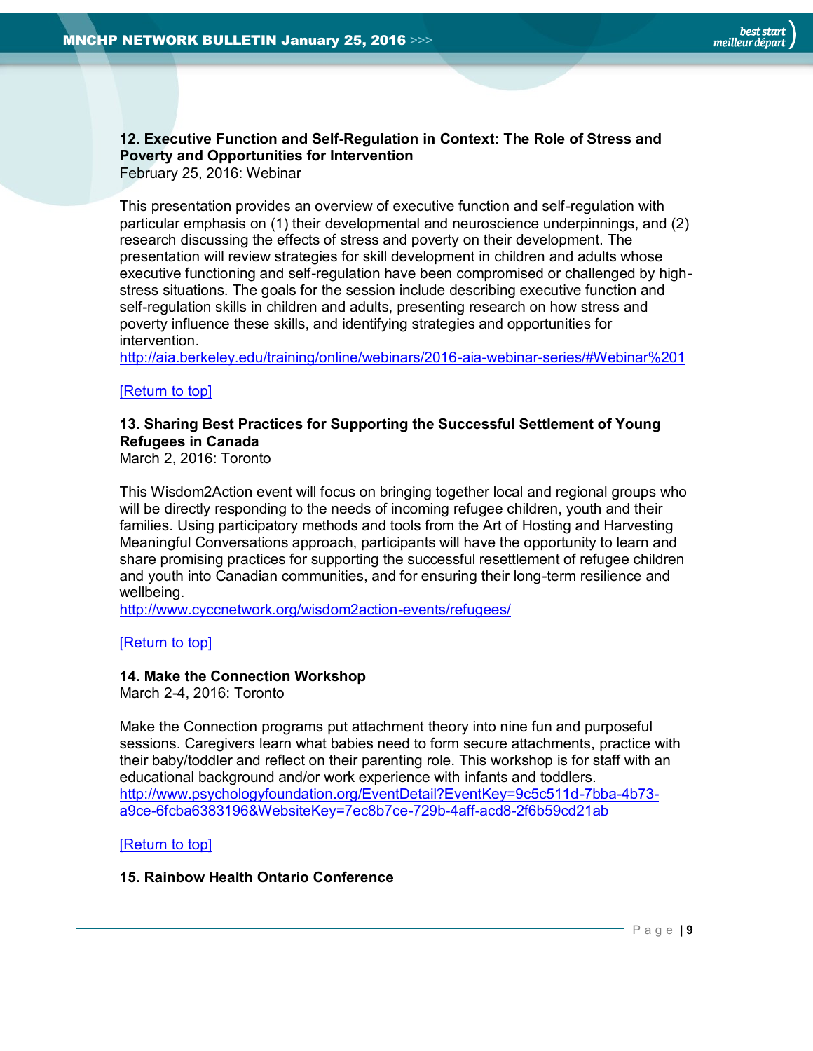**12. Executive Function and Self-Regulation in Context: The Role of Stress and Poverty and Opportunities for Intervention**
February 25, 2016: Webinar

This presentation provides an overview of executive function and self-regulation with particular emphasis on (1) their developmental and neuroscience underpinnings, and (2) research discussing the effects of stress and poverty on their development. The presentation will review strategies for skill development in children and adults whose executive functioning and self-regulation have been compromised or challenged by high-stress situations. The goals for the session include describing executive function and self-regulation skills in children and adults, presenting research on how stress and poverty influence these skills, and identifying strategies and opportunities for intervention.
http://aia.berkeley.edu/training/online/webinars/2016-aia-webinar-series/#Webinar%201

[Return to top]

**13. Sharing Best Practices for Supporting the Successful Settlement of Young Refugees in Canada**
March 2, 2016: Toronto

This Wisdom2Action event will focus on bringing together local and regional groups who will be directly responding to the needs of incoming refugee children, youth and their families. Using participatory methods and tools from the Art of Hosting and Harvesting Meaningful Conversations approach, participants will have the opportunity to learn and share promising practices for supporting the successful resettlement of refugee children and youth into Canadian communities, and for ensuring their long-term resilience and wellbeing.
http://www.cyccnetwork.org/wisdom2action-events/refugees/

[Return to top]

**14. Make the Connection Workshop**
March 2-4, 2016: Toronto

Make the Connection programs put attachment theory into nine fun and purposeful sessions. Caregivers learn what babies need to form secure attachments, practice with their baby/toddler and reflect on their parenting role. This workshop is for staff with an educational background and/or work experience with infants and toddlers.
http://www.psychologyfoundation.org/EventDetail?EventKey=9c5c511d-7bba-4b73-a9ce-6fcba6383196&WebsiteKey=7ec8b7ce-729b-4aff-acd8-2f6b59cd21ab

[Return to top]

**15. Rainbow Health Ontario Conference**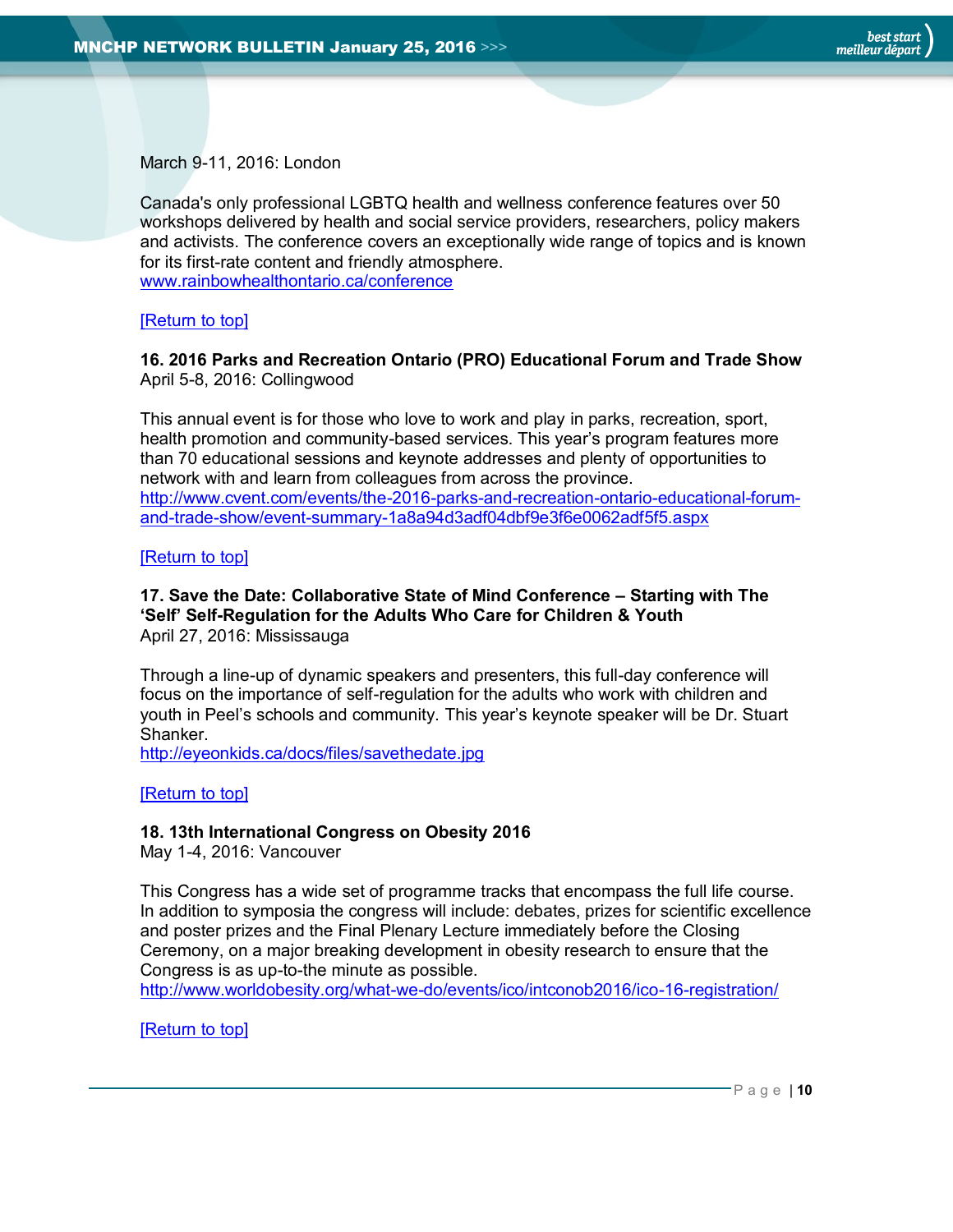March 9-11, 2016: London

Canada's only professional LGBTQ health and wellness conference features over 50 workshops delivered by health and social service providers, researchers, policy makers and activists. The conference covers an exceptionally wide range of topics and is known for its first-rate content and friendly atmosphere.
www.rainbowhealthontario.ca/conference

[Return to top]

**16. 2016 Parks and Recreation Ontario (PRO) Educational Forum and Trade Show**
April 5-8, 2016: Collingwood

This annual event is for those who love to work and play in parks, recreation, sport, health promotion and community-based services. This year's program features more than 70 educational sessions and keynote addresses and plenty of opportunities to network with and learn from colleagues from across the province.
http://www.cvent.com/events/the-2016-parks-and-recreation-ontario-educational-forum-and-trade-show/event-summary-1a8a94d3adf04dbf9e3f6e0062adf5f5.aspx

[Return to top]

**17. Save the Date: Collaborative State of Mind Conference – Starting with The 'Self' Self-Regulation for the Adults Who Care for Children & Youth**
April 27, 2016: Mississauga

Through a line-up of dynamic speakers and presenters, this full-day conference will focus on the importance of self-regulation for the adults who work with children and youth in Peel's schools and community. This year's keynote speaker will be Dr. Stuart Shanker.
http://eyeonkids.ca/docs/files/savethedate.jpg

[Return to top]

**18. 13th International Congress on Obesity 2016**
May 1-4, 2016: Vancouver

This Congress has a wide set of programme tracks that encompass the full life course. In addition to symposia the congress will include: debates, prizes for scientific excellence and poster prizes and the Final Plenary Lecture immediately before the Closing Ceremony, on a major breaking development in obesity research to ensure that the Congress is as up-to-the minute as possible.
http://www.worldobesity.org/what-we-do/events/ico/intconob2016/ico-16-registration/

[Return to top]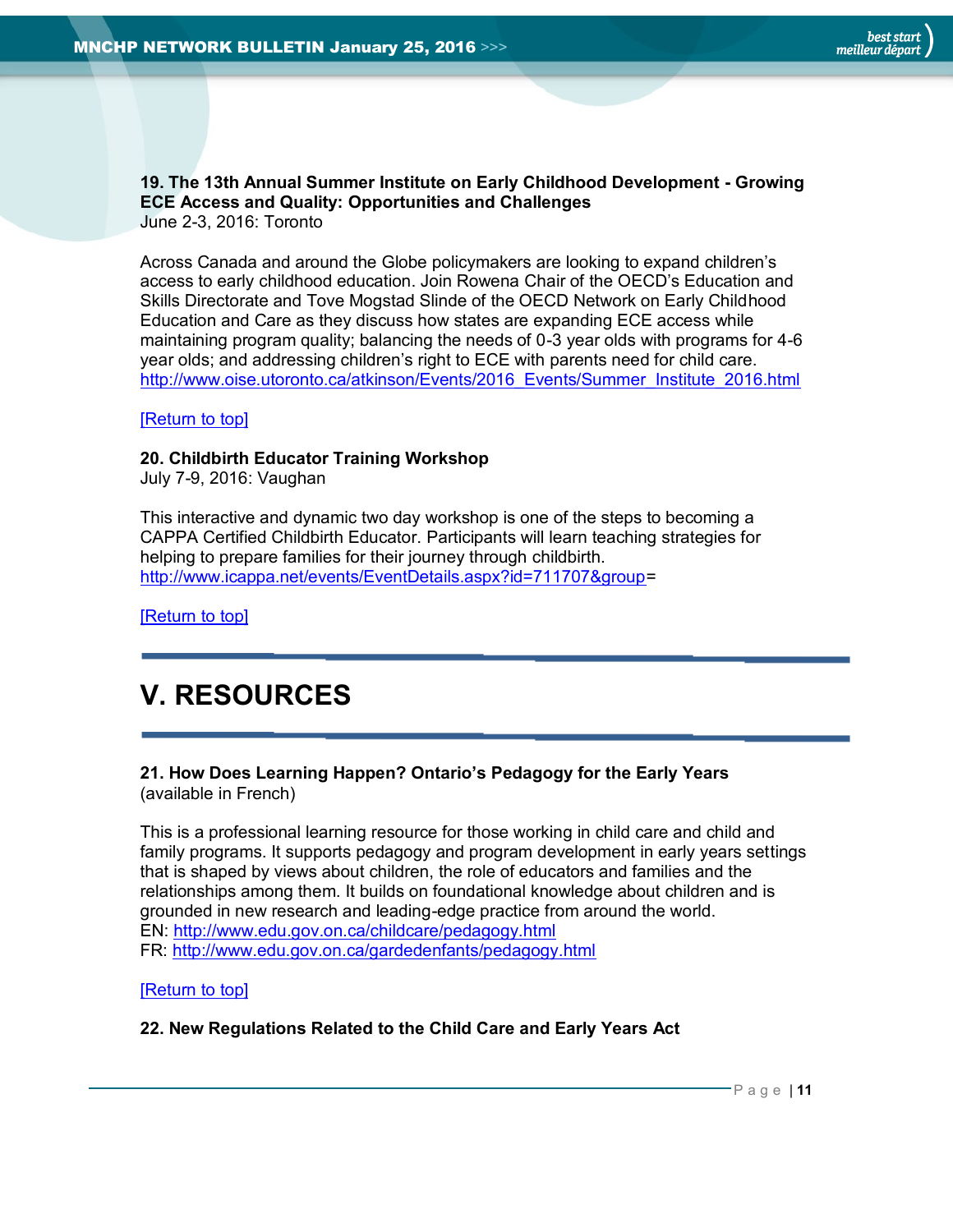**19. The 13th Annual Summer Institute on Early Childhood Development - Growing ECE Access and Quality: Opportunities and Challenges**
June 2-3, 2016: Toronto

Across Canada and around the Globe policymakers are looking to expand children's access to early childhood education. Join Rowena Chair of the OECD's Education and Skills Directorate and Tove Mogstad Slinde of the OECD Network on Early Childhood Education and Care as they discuss how states are expanding ECE access while maintaining program quality; balancing the needs of 0-3 year olds with programs for 4-6 year olds; and addressing children's right to ECE with parents need for child care.
http://www.oise.utoronto.ca/atkinson/Events/2016_Events/Summer_Institute_2016.html

[Return to top]

**20. Childbirth Educator Training Workshop**
July 7-9, 2016: Vaughan

This interactive and dynamic two day workshop is one of the steps to becoming a CAPPA Certified Childbirth Educator. Participants will learn teaching strategies for helping to prepare families for their journey through childbirth.
http://www.icappa.net/events/EventDetails.aspx?id=711707&group=

[Return to top]

# V. RESOURCES

**21. How Does Learning Happen? Ontario's Pedagogy for the Early Years**
(available in French)

This is a professional learning resource for those working in child care and child and family programs. It supports pedagogy and program development in early years settings that is shaped by views about children, the role of educators and families and the relationships among them. It builds on foundational knowledge about children and is grounded in new research and leading-edge practice from around the world.
EN: http://www.edu.gov.on.ca/childcare/pedagogy.html
FR: http://www.edu.gov.on.ca/gardedenfants/pedagogy.html

[Return to top]

**22. New Regulations Related to the Child Care and Early Years Act**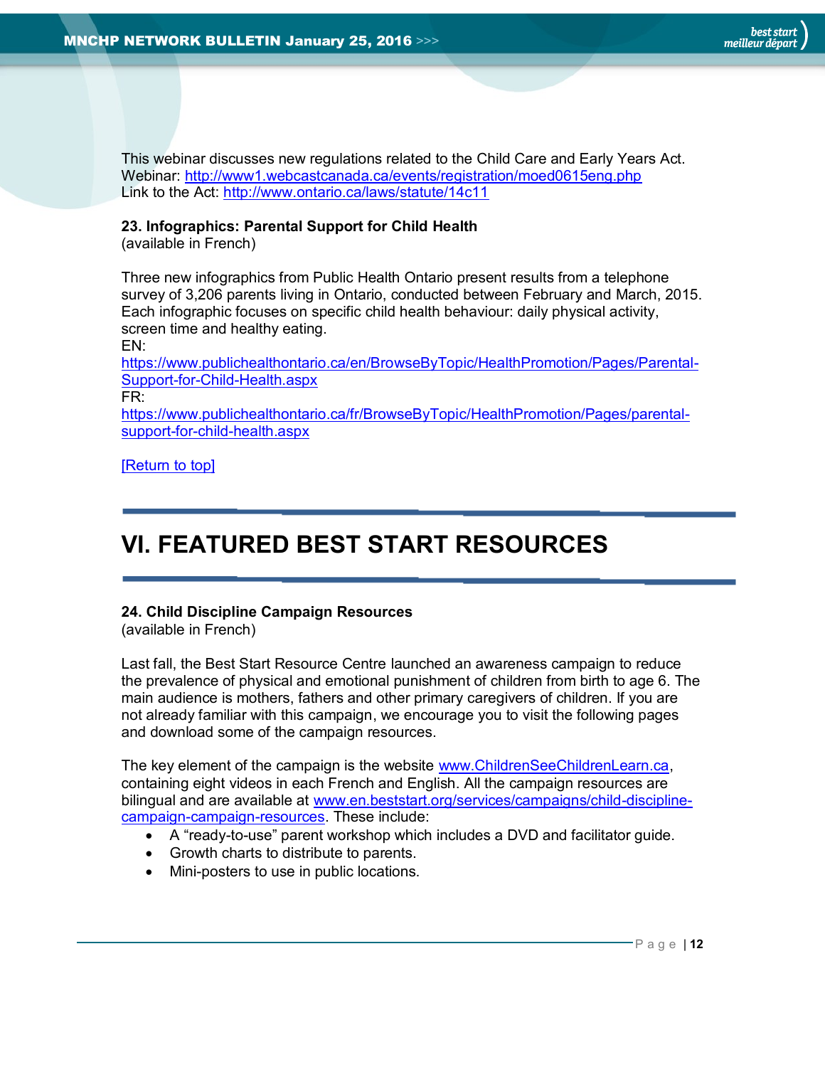This webinar discusses new regulations related to the Child Care and Early Years Act.
Webinar: [http://www1.webcastcanada.ca/events/registration/moed0615eng.php](http://www1.webcastcanada.ca/events/registration/moed0615eng.php)
Link to the Act: [http://www.ontario.ca/laws/statute/14c11](http://www.ontario.ca/laws/statute/14c11)

**23. Infographics: Parental Support for Child Health**
(available in French)

Three new infographics from Public Health Ontario present results from a telephone survey of 3,206 parents living in Ontario, conducted between February and March, 2015. Each infographic focuses on specific child health behaviour: daily physical activity, screen time and healthy eating.
EN:
[https://www.publichealthontario.ca/en/BrowseByTopic/HealthPromotion/Pages/Parental-Support-for-Child-Health.aspx](https://www.publichealthontario.ca/en/BrowseByTopic/HealthPromotion/Pages/Parental-Support-for-Child-Health.aspx)
FR:
[https://www.publichealthontario.ca/fr/BrowseByTopic/HealthPromotion/Pages/parental-support-for-child-health.aspx](https://www.publichealthontario.ca/fr/BrowseByTopic/HealthPromotion/Pages/parental-support-for-child-health.aspx)

[Return to top]

# VI. FEATURED BEST START RESOURCES

**24. Child Discipline Campaign Resources**
(available in French)

Last fall, the Best Start Resource Centre launched an awareness campaign to reduce the prevalence of physical and emotional punishment of children from birth to age 6. The main audience is mothers, fathers and other primary caregivers of children. If you are not already familiar with this campaign, we encourage you to visit the following pages and download some of the campaign resources.

The key element of the campaign is the website [www.ChildrenSeeChildrenLearn.ca](http://www.ChildrenSeeChildrenLearn.ca), containing eight videos in each French and English. All the campaign resources are bilingual and are available at [www.en.beststart.org/services/campaigns/child-discipline-campaign-campaign-resources](http://www.en.beststart.org/services/campaigns/child-discipline-campaign-campaign-resources). These include:

- A "ready-to-use" parent workshop which includes a DVD and facilitator guide.
- Growth charts to distribute to parents.
- Mini-posters to use in public locations.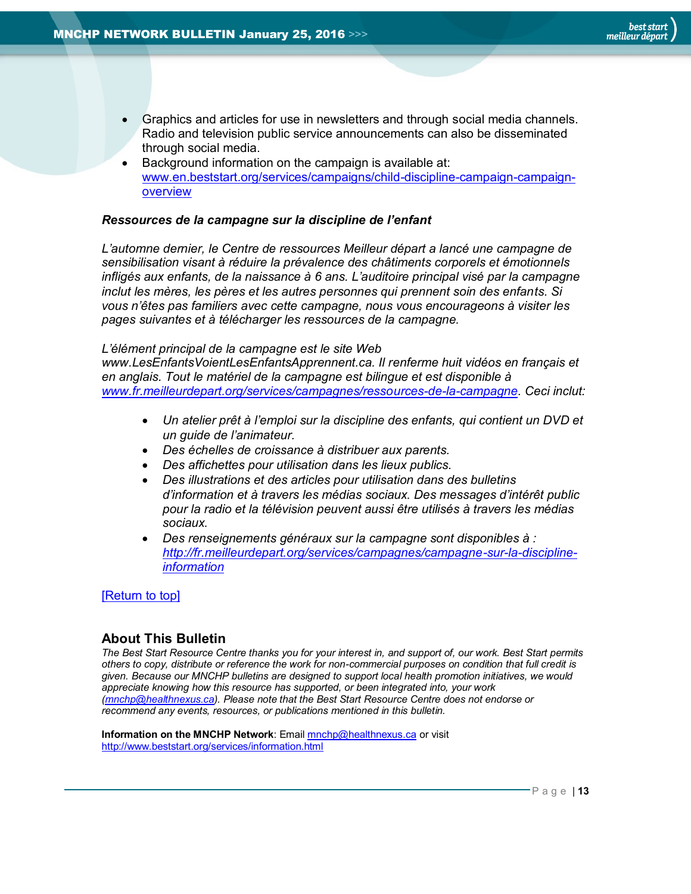- Graphics and articles for use in newsletters and through social media channels. Radio and television public service announcements can also be disseminated through social media.
- Background information on the campaign is available at: [www.en.beststart.org/services/campaigns/child-discipline-campaign-campaign-overview](www.en.beststart.org/services/campaigns/child-discipline-campaign-campaign-overview)

***Ressources de la campagne sur la discipline de l'enfant***

*L'automne dernier, le Centre de ressources Meilleur départ a lancé une campagne de sensibilisation visant à réduire la prévalence des châtiments corporels et émotionnels infligés aux enfants, de la naissance à 6 ans. L'auditoire principal visé par la campagne inclut les mères, les pères et les autres personnes qui prennent soin des enfants. Si vous n'êtes pas familiers avec cette campagne, nous vous encourageons à visiter les pages suivantes et à télécharger les ressources de la campagne.*

*L'élément principal de la campagne est le site Web www.LesEnfantsVoientLesEnfantsApprennent.ca. Il renferme huit vidéos en français et en anglais. Tout le matériel de la campagne est bilingue et est disponible à [www.fr.meilleurdepart.org/services/campagnes/ressources-de-la-campagne](www.fr.meilleurdepart.org/services/campagnes/ressources-de-la-campagne). Ceci inclut:*

- *Un atelier prêt à l'emploi sur la discipline des enfants, qui contient un DVD et un guide de l'animateur.*
- *Des échelles de croissance à distribuer aux parents.*
- *Des affichettes pour utilisation dans les lieux publics.*
- *Des illustrations et des articles pour utilisation dans des bulletins d'information et à travers les médias sociaux. Des messages d'intérêt public pour la radio et la télévision peuvent aussi être utilisés à travers les médias sociaux.*
- *Des renseignements généraux sur la campagne sont disponibles à : [http://fr.meilleurdepart.org/services/campagnes/campagne-sur-la-discipline-information](http://fr.meilleurdepart.org/services/campagnes/campagne-sur-la-discipline-information)*

[Return to top]

## About This Bulletin

*The Best Start Resource Centre thanks you for your interest in, and support of, our work. Best Start permits others to copy, distribute or reference the work for non-commercial purposes on condition that full credit is given. Because our MNCHP bulletins are designed to support local health promotion initiatives, we would appreciate knowing how this resource has supported, or been integrated into, your work (mnchp@healthnexus.ca). Please note that the Best Start Resource Centre does not endorse or recommend any events, resources, or publications mentioned in this bulletin.*

**Information on the MNCHP Network**: Email mnchp@healthnexus.ca or visit http://www.beststart.org/services/information.html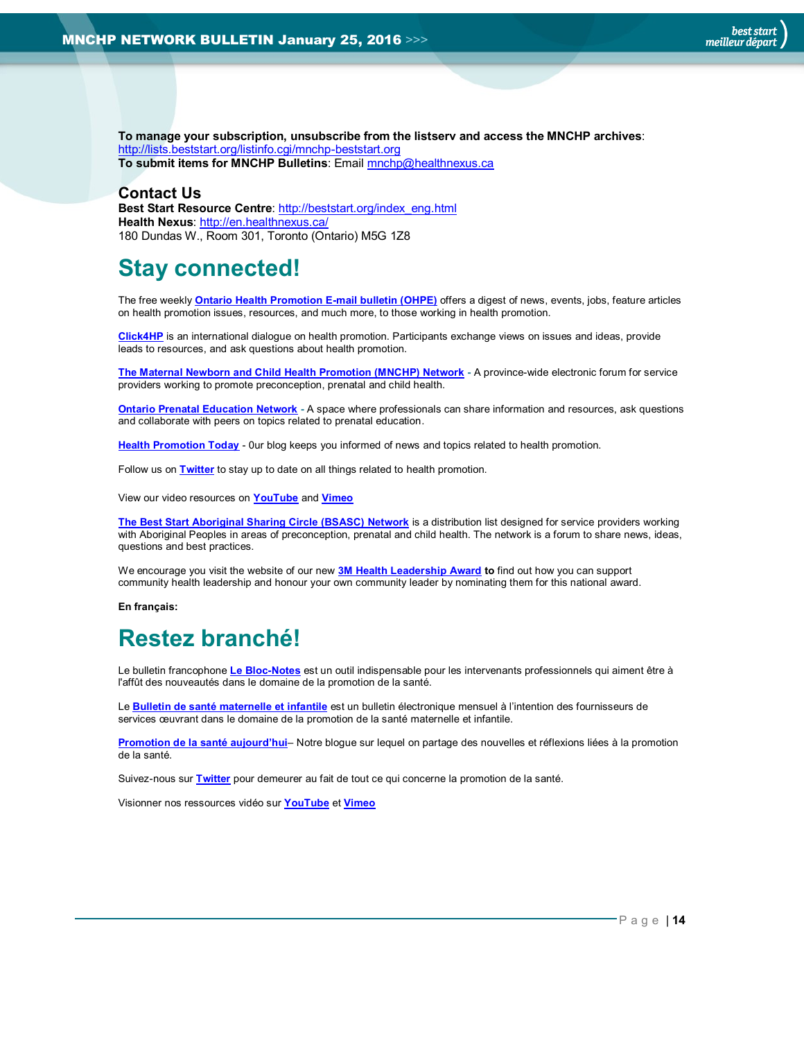**To manage your subscription, unsubscribe from the listserv and access the MNCHP archives**: http://lists.beststart.org/listinfo.cgi/mnchp-beststart.org
**To submit items for MNCHP Bulletins**: Email mnchp@healthnexus.ca

## Contact Us

**Best Start Resource Centre**: http://beststart.org/index_eng.html
**Health Nexus**: http://en.healthnexus.ca/
180 Dundas W., Room 301, Toronto (Ontario) M5G 1Z8

# Stay connected!

The free weekly **Ontario Health Promotion E-mail bulletin (OHPE)** offers a digest of news, events, jobs, feature articles on health promotion issues, resources, and much more, to those working in health promotion.

**Click4HP** is an international dialogue on health promotion. Participants exchange views on issues and ideas, provide leads to resources, and ask questions about health promotion.

**The Maternal Newborn and Child Health Promotion (MNCHP) Network** - A province-wide electronic forum for service providers working to promote preconception, prenatal and child health.

**Ontario Prenatal Education Network** - A space where professionals can share information and resources, ask questions and collaborate with peers on topics related to prenatal education.

**Health Promotion Today** - 0ur blog keeps you informed of news and topics related to health promotion.

Follow us on **Twitter** to stay up to date on all things related to health promotion.

View our video resources on **YouTube** and **Vimeo**

**The Best Start Aboriginal Sharing Circle (BSASC) Network** is a distribution list designed for service providers working with Aboriginal Peoples in areas of preconception, prenatal and child health. The network is a forum to share news, ideas, questions and best practices.

We encourage you visit the website of our new **3M Health Leadership Award** **to** find out how you can support community health leadership and honour your own community leader by nominating them for this national award.

**En français:**

# Restez branché!

Le bulletin francophone **Le Bloc-Notes** est un outil indispensable pour les intervenants professionnels qui aiment être à l'affût des nouveautés dans le domaine de la promotion de la santé.

Le **Bulletin de santé maternelle et infantile** est un bulletin électronique mensuel à l'intention des fournisseurs de services œuvrant dans le domaine de la promotion de la santé maternelle et infantile.

**Promotion de la santé aujourd'hui**– Notre blogue sur lequel on partage des nouvelles et réflexions liées à la promotion de la santé.

Suivez-nous sur **Twitter** pour demeurer au fait de tout ce qui concerne la promotion de la santé.

Visionner nos ressources vidéo sur **YouTube** et **Vimeo**